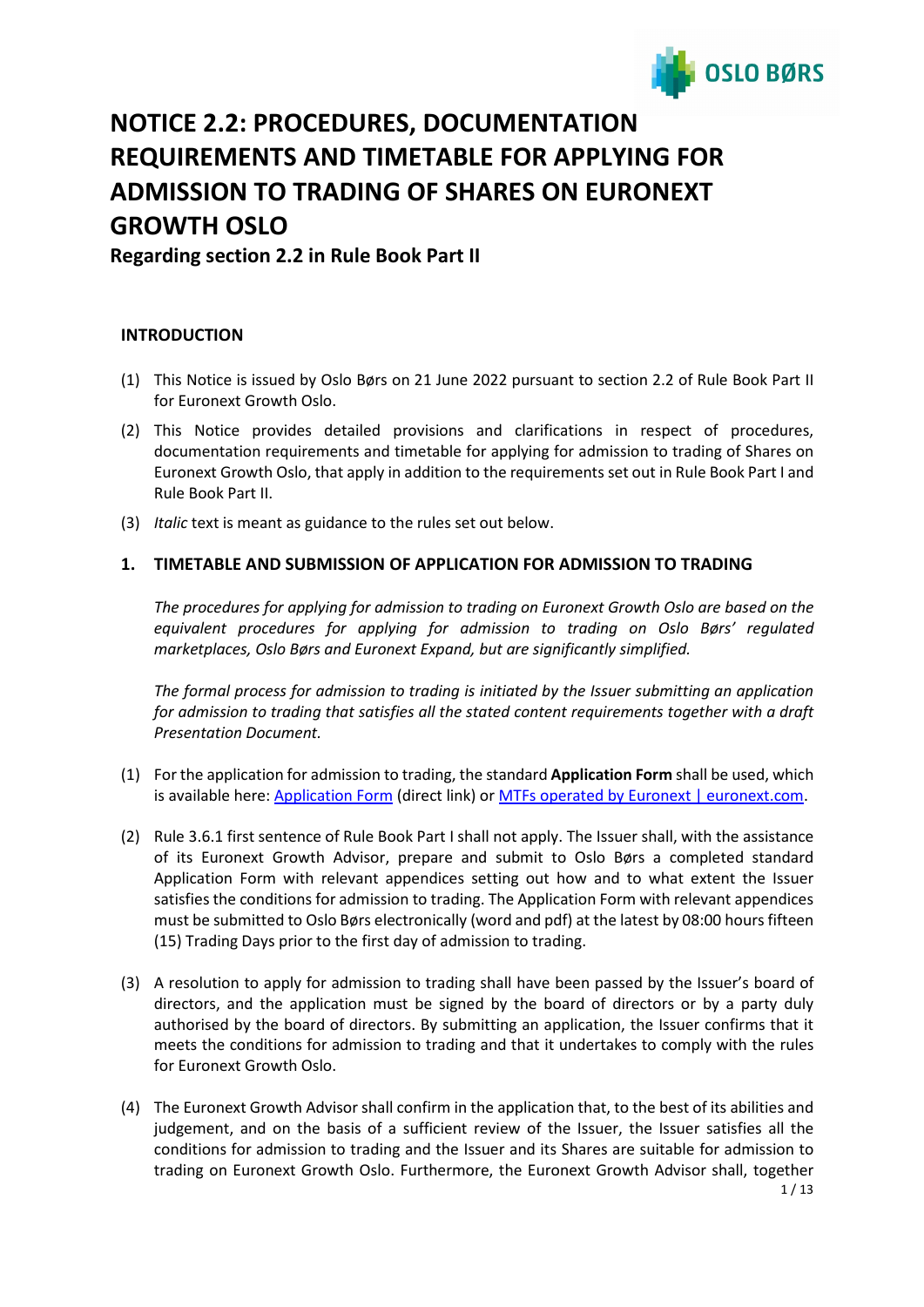# NOTICE 2.2: PROCEDURES, DOCUMENTATION REQUIREMENTS AND TIMETABLE FOR APPLYING FOR ADMISSION TO TRADING OF SHARES ON EURONEXT GROWTH OSLO

**Regarding section 2.2 in Rule Book Part II**

## INTRODUCTION

(1) This Notice is issued by Oslo Børs on 21 June 2022 pursuant to section 2.2 of Rule Book Part II for Euronext Growth Oslo.

(2) This Notice provides detailed provisions and clarifications in respect of procedures, documentation requirements and timetable for applying for admission to trading of Shares on Euronext Growth Oslo, that apply in addition to the requirements set out in Rule Book Part I and Rule Book Part II.

(3) *Italic* text is meant as guidance to the rules set out below.

## 1. TIMETABLE AND SUBMISSION OF APPLICATION FOR ADMISSION TO TRADING

*The procedures for applying for admission to trading on Euronext Growth Oslo are based on the equivalent procedures for applying for admission to trading on Oslo Børs' regulated marketplaces, Oslo Børs and Euronext Expand, but are significantly simplified.*

*The formal process for admission to trading is initiated by the Issuer submitting an application for admission to trading that satisfies all the stated content requirements together with a draft Presentation Document.*

(1) For the application for admission to trading, the standard **Application Form** shall be used, which is available here: Application Form (direct link) or MTFs operated by Euronext | euronext.com.

(2) Rule 3.6.1 first sentence of Rule Book Part I shall not apply. The Issuer shall, with the assistance of its Euronext Growth Advisor, prepare and submit to Oslo Børs a completed standard Application Form with relevant appendices setting out how and to what extent the Issuer satisfies the conditions for admission to trading. The Application Form with relevant appendices must be submitted to Oslo Børs electronically (word and pdf) at the latest by 08:00 hours fifteen (15) Trading Days prior to the first day of admission to trading.

(3) A resolution to apply for admission to trading shall have been passed by the Issuer's board of directors, and the application must be signed by the board of directors or by a party duly authorised by the board of directors. By submitting an application, the Issuer confirms that it meets the conditions for admission to trading and that it undertakes to comply with the rules for Euronext Growth Oslo.

(4) The Euronext Growth Advisor shall confirm in the application that, to the best of its abilities and judgement, and on the basis of a sufficient review of the Issuer, the Issuer satisfies all the conditions for admission to trading and the Issuer and its Shares are suitable for admission to trading on Euronext Growth Oslo. Furthermore, the Euronext Growth Advisor shall, together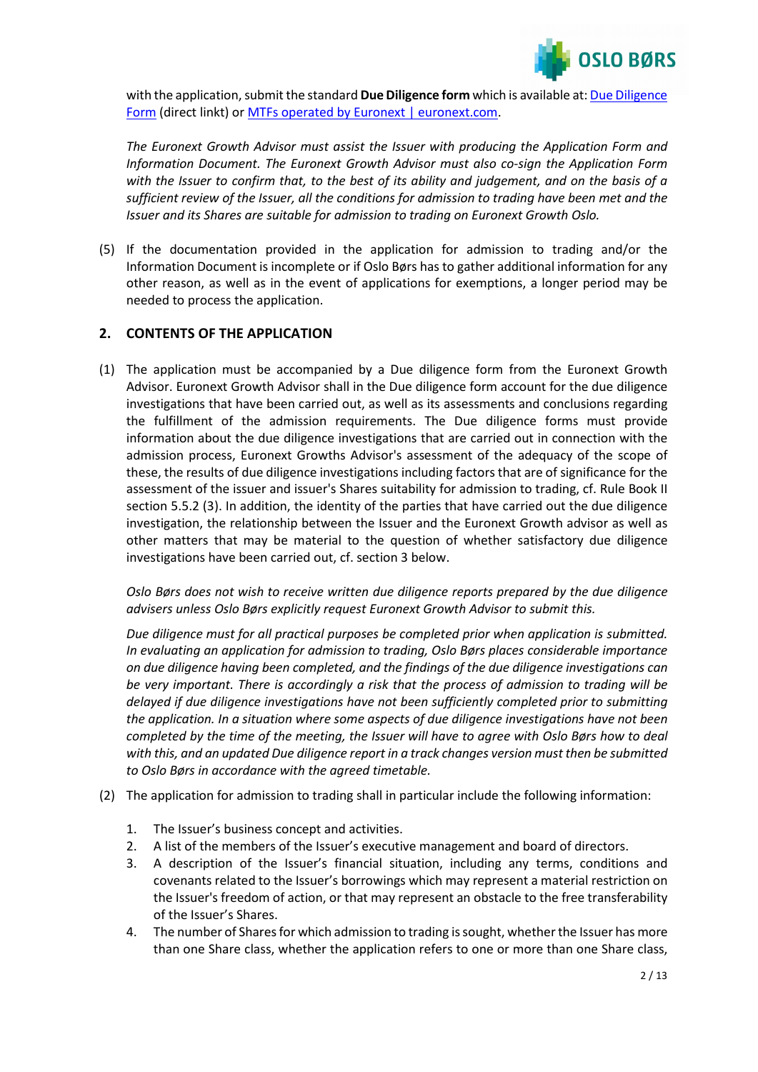with the application, submit the standard **Due Diligence form** which is available at: [Due Diligence Form](#) (direct linkt) or [MTFs operated by Euronext | euronext.com](#).

*The Euronext Growth Advisor must assist the Issuer with producing the Application Form and Information Document. The Euronext Growth Advisor must also co-sign the Application Form with the Issuer to confirm that, to the best of its ability and judgement, and on the basis of a sufficient review of the Issuer, all the conditions for admission to trading have been met and the Issuer and its Shares are suitable for admission to trading on Euronext Growth Oslo.*

(5) If the documentation provided in the application for admission to trading and/or the Information Document is incomplete or if Oslo Børs has to gather additional information for any other reason, as well as in the event of applications for exemptions, a longer period may be needed to process the application.

## 2. CONTENTS OF THE APPLICATION

(1) The application must be accompanied by a Due diligence form from the Euronext Growth Advisor. Euronext Growth Advisor shall in the Due diligence form account for the due diligence investigations that have been carried out, as well as its assessments and conclusions regarding the fulfillment of the admission requirements. The Due diligence forms must provide information about the due diligence investigations that are carried out in connection with the admission process, Euronext Growths Advisor's assessment of the adequacy of the scope of these, the results of due diligence investigations including factors that are of significance for the assessment of the issuer and issuer's Shares suitability for admission to trading, cf. Rule Book II section 5.5.2 (3). In addition, the identity of the parties that have carried out the due diligence investigation, the relationship between the Issuer and the Euronext Growth advisor as well as other matters that may be material to the question of whether satisfactory due diligence investigations have been carried out, cf. section 3 below.

*Oslo Børs does not wish to receive written due diligence reports prepared by the due diligence advisers unless Oslo Børs explicitly request Euronext Growth Advisor to submit this.*

*Due diligence must for all practical purposes be completed prior when application is submitted. In evaluating an application for admission to trading, Oslo Børs places considerable importance on due diligence having been completed, and the findings of the due diligence investigations can be very important. There is accordingly a risk that the process of admission to trading will be delayed if due diligence investigations have not been sufficiently completed prior to submitting the application. In a situation where some aspects of due diligence investigations have not been completed by the time of the meeting, the Issuer will have to agree with Oslo Børs how to deal with this, and an updated Due diligence report in a track changes version must then be submitted to Oslo Børs in accordance with the agreed timetable.*

(2) The application for admission to trading shall in particular include the following information:

1. The Issuer's business concept and activities.
2. A list of the members of the Issuer's executive management and board of directors.
3. A description of the Issuer's financial situation, including any terms, conditions and covenants related to the Issuer's borrowings which may represent a material restriction on the Issuer's freedom of action, or that may represent an obstacle to the free transferability of the Issuer's Shares.
4. The number of Shares for which admission to trading is sought, whether the Issuer has more than one Share class, whether the application refers to one or more than one Share class,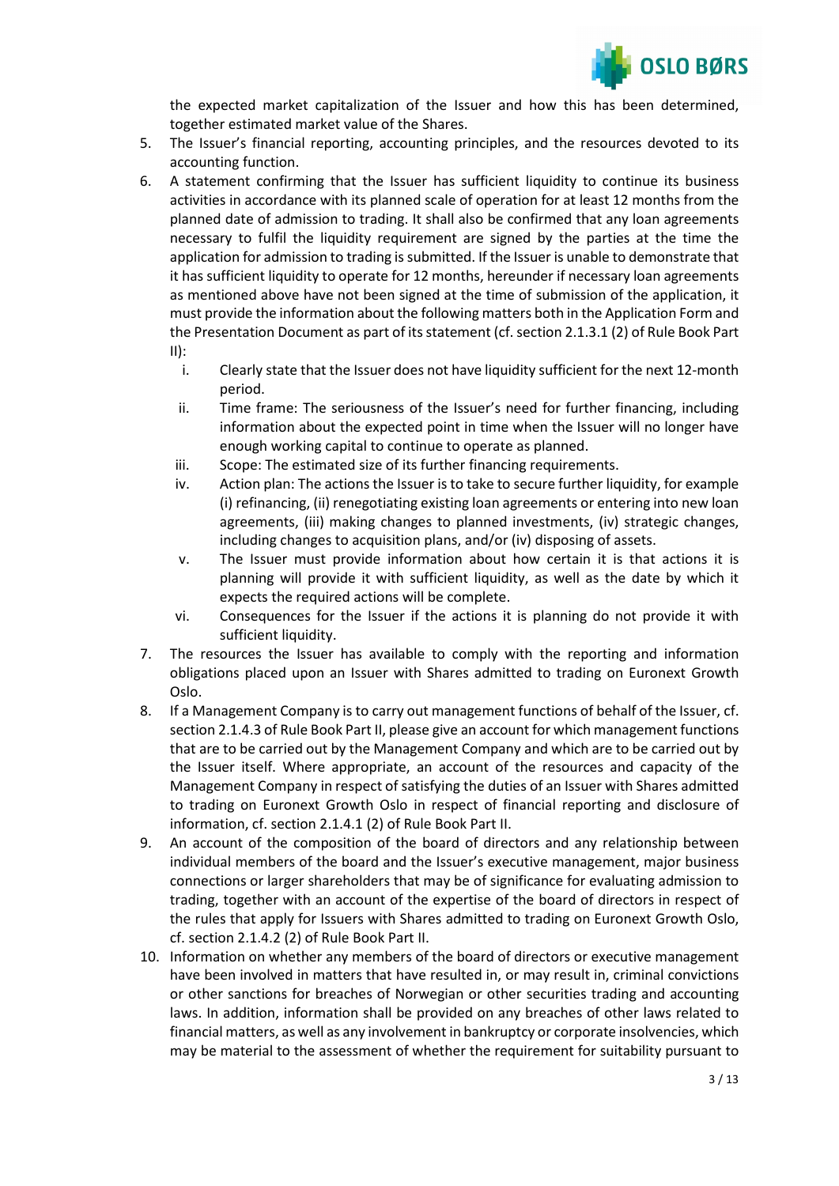the expected market capitalization of the Issuer and how this has been determined, together estimated market value of the Shares.

5. The Issuer's financial reporting, accounting principles, and the resources devoted to its accounting function.
6. A statement confirming that the Issuer has sufficient liquidity to continue its business activities in accordance with its planned scale of operation for at least 12 months from the planned date of admission to trading. It shall also be confirmed that any loan agreements necessary to fulfil the liquidity requirement are signed by the parties at the time the application for admission to trading is submitted. If the Issuer is unable to demonstrate that it has sufficient liquidity to operate for 12 months, hereunder if necessary loan agreements as mentioned above have not been signed at the time of submission of the application, it must provide the information about the following matters both in the Application Form and the Presentation Document as part of its statement (cf. section 2.1.3.1 (2) of Rule Book Part II):
   i. Clearly state that the Issuer does not have liquidity sufficient for the next 12-month period.
   ii. Time frame: The seriousness of the Issuer's need for further financing, including information about the expected point in time when the Issuer will no longer have enough working capital to continue to operate as planned.
   iii. Scope: The estimated size of its further financing requirements.
   iv. Action plan: The actions the Issuer is to take to secure further liquidity, for example (i) refinancing, (ii) renegotiating existing loan agreements or entering into new loan agreements, (iii) making changes to planned investments, (iv) strategic changes, including changes to acquisition plans, and/or (iv) disposing of assets.
   v. The Issuer must provide information about how certain it is that actions it is planning will provide it with sufficient liquidity, as well as the date by which it expects the required actions will be complete.
   vi. Consequences for the Issuer if the actions it is planning do not provide it with sufficient liquidity.
7. The resources the Issuer has available to comply with the reporting and information obligations placed upon an Issuer with Shares admitted to trading on Euronext Growth Oslo.
8. If a Management Company is to carry out management functions of behalf of the Issuer, cf. section 2.1.4.3 of Rule Book Part II, please give an account for which management functions that are to be carried out by the Management Company and which are to be carried out by the Issuer itself. Where appropriate, an account of the resources and capacity of the Management Company in respect of satisfying the duties of an Issuer with Shares admitted to trading on Euronext Growth Oslo in respect of financial reporting and disclosure of information, cf. section 2.1.4.1 (2) of Rule Book Part II.
9. An account of the composition of the board of directors and any relationship between individual members of the board and the Issuer's executive management, major business connections or larger shareholders that may be of significance for evaluating admission to trading, together with an account of the expertise of the board of directors in respect of the rules that apply for Issuers with Shares admitted to trading on Euronext Growth Oslo, cf. section 2.1.4.2 (2) of Rule Book Part II.
10. Information on whether any members of the board of directors or executive management have been involved in matters that have resulted in, or may result in, criminal convictions or other sanctions for breaches of Norwegian or other securities trading and accounting laws. In addition, information shall be provided on any breaches of other laws related to financial matters, as well as any involvement in bankruptcy or corporate insolvencies, which may be material to the assessment of whether the requirement for suitability pursuant to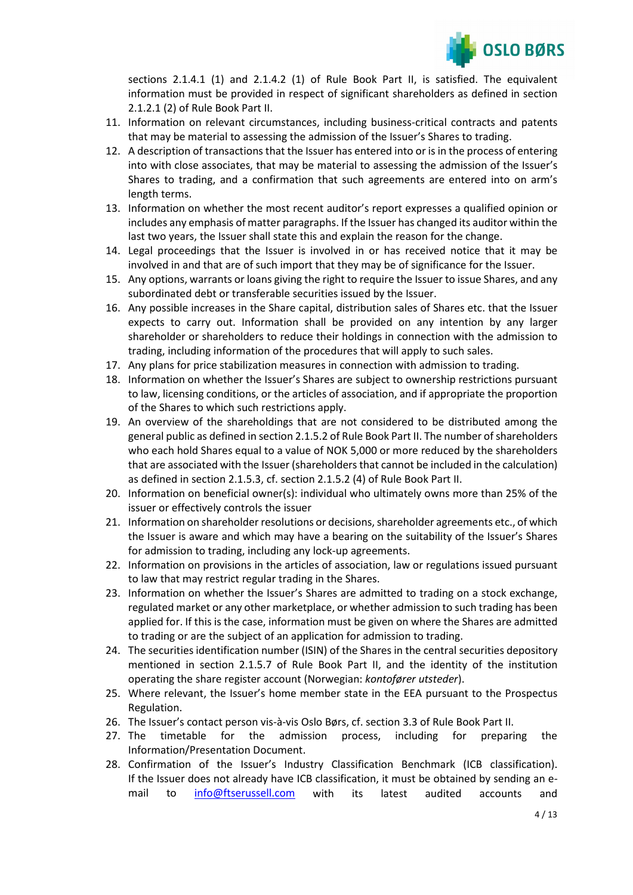sections 2.1.4.1 (1) and 2.1.4.2 (1) of Rule Book Part II, is satisfied. The equivalent information must be provided in respect of significant shareholders as defined in section 2.1.2.1 (2) of Rule Book Part II.

11. Information on relevant circumstances, including business-critical contracts and patents that may be material to assessing the admission of the Issuer's Shares to trading.
12. A description of transactions that the Issuer has entered into or is in the process of entering into with close associates, that may be material to assessing the admission of the Issuer's Shares to trading, and a confirmation that such agreements are entered into on arm's length terms.
13. Information on whether the most recent auditor's report expresses a qualified opinion or includes any emphasis of matter paragraphs. If the Issuer has changed its auditor within the last two years, the Issuer shall state this and explain the reason for the change.
14. Legal proceedings that the Issuer is involved in or has received notice that it may be involved in and that are of such import that they may be of significance for the Issuer.
15. Any options, warrants or loans giving the right to require the Issuer to issue Shares, and any subordinated debt or transferable securities issued by the Issuer.
16. Any possible increases in the Share capital, distribution sales of Shares etc. that the Issuer expects to carry out. Information shall be provided on any intention by any larger shareholder or shareholders to reduce their holdings in connection with the admission to trading, including information of the procedures that will apply to such sales.
17. Any plans for price stabilization measures in connection with admission to trading.
18. Information on whether the Issuer's Shares are subject to ownership restrictions pursuant to law, licensing conditions, or the articles of association, and if appropriate the proportion of the Shares to which such restrictions apply.
19. An overview of the shareholdings that are not considered to be distributed among the general public as defined in section 2.1.5.2 of Rule Book Part II. The number of shareholders who each hold Shares equal to a value of NOK 5,000 or more reduced by the shareholders that are associated with the Issuer (shareholders that cannot be included in the calculation) as defined in section 2.1.5.3, cf. section 2.1.5.2 (4) of Rule Book Part II.
20. Information on beneficial owner(s): individual who ultimately owns more than 25% of the issuer or effectively controls the issuer
21. Information on shareholder resolutions or decisions, shareholder agreements etc., of which the Issuer is aware and which may have a bearing on the suitability of the Issuer's Shares for admission to trading, including any lock-up agreements.
22. Information on provisions in the articles of association, law or regulations issued pursuant to law that may restrict regular trading in the Shares.
23. Information on whether the Issuer's Shares are admitted to trading on a stock exchange, regulated market or any other marketplace, or whether admission to such trading has been applied for. If this is the case, information must be given on where the Shares are admitted to trading or are the subject of an application for admission to trading.
24. The securities identification number (ISIN) of the Shares in the central securities depository mentioned in section 2.1.5.7 of Rule Book Part II, and the identity of the institution operating the share register account (Norwegian: *kontofører utsteder*).
25. Where relevant, the Issuer's home member state in the EEA pursuant to the Prospectus Regulation.
26. The Issuer's contact person vis-à-vis Oslo Børs, cf. section 3.3 of Rule Book Part II.
27. The timetable for the admission process, including for preparing the Information/Presentation Document.
28. Confirmation of the Issuer's Industry Classification Benchmark (ICB classification). If the Issuer does not already have ICB classification, it must be obtained by sending an e-mail to info@ftserussell.com with its latest audited accounts and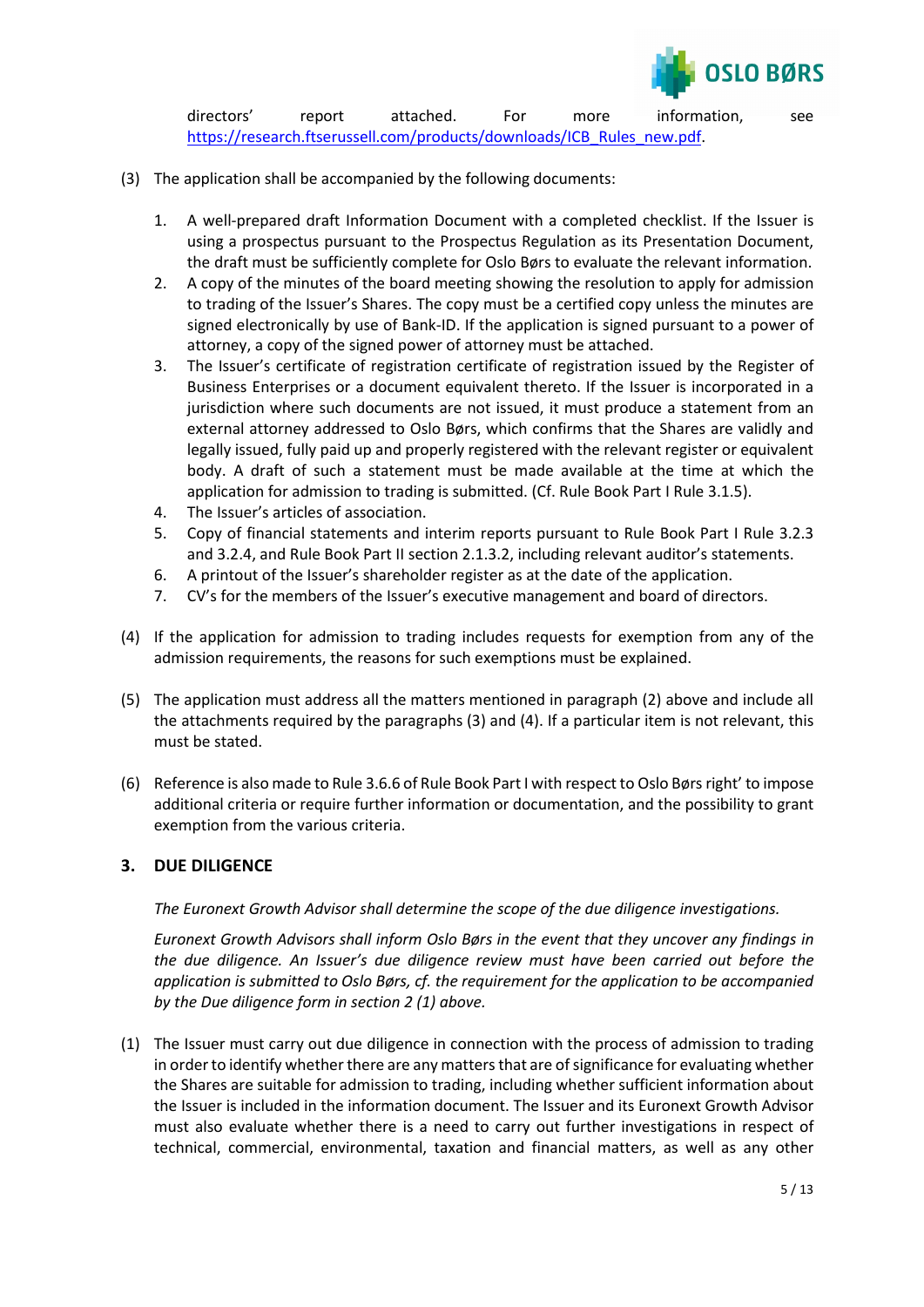directors' report attached. For more information, see https://research.ftserussell.com/products/downloads/ICB_Rules_new.pdf.

(3) The application shall be accompanied by the following documents:

1. A well-prepared draft Information Document with a completed checklist. If the Issuer is using a prospectus pursuant to the Prospectus Regulation as its Presentation Document, the draft must be sufficiently complete for Oslo Børs to evaluate the relevant information.
2. A copy of the minutes of the board meeting showing the resolution to apply for admission to trading of the Issuer's Shares. The copy must be a certified copy unless the minutes are signed electronically by use of Bank-ID. If the application is signed pursuant to a power of attorney, a copy of the signed power of attorney must be attached.
3. The Issuer's certificate of registration certificate of registration issued by the Register of Business Enterprises or a document equivalent thereto. If the Issuer is incorporated in a jurisdiction where such documents are not issued, it must produce a statement from an external attorney addressed to Oslo Børs, which confirms that the Shares are validly and legally issued, fully paid up and properly registered with the relevant register or equivalent body. A draft of such a statement must be made available at the time at which the application for admission to trading is submitted. (Cf. Rule Book Part I Rule 3.1.5).
4. The Issuer's articles of association.
5. Copy of financial statements and interim reports pursuant to Rule Book Part I Rule 3.2.3 and 3.2.4, and Rule Book Part II section 2.1.3.2, including relevant auditor's statements.
6. A printout of the Issuer's shareholder register as at the date of the application.
7. CV's for the members of the Issuer's executive management and board of directors.

(4) If the application for admission to trading includes requests for exemption from any of the admission requirements, the reasons for such exemptions must be explained.

(5) The application must address all the matters mentioned in paragraph (2) above and include all the attachments required by the paragraphs (3) and (4). If a particular item is not relevant, this must be stated.

(6) Reference is also made to Rule 3.6.6 of Rule Book Part I with respect to Oslo Børs right' to impose additional criteria or require further information or documentation, and the possibility to grant exemption from the various criteria.

## 3. DUE DILIGENCE

*The Euronext Growth Advisor shall determine the scope of the due diligence investigations.*

*Euronext Growth Advisors shall inform Oslo Børs in the event that they uncover any findings in the due diligence. An Issuer's due diligence review must have been carried out before the application is submitted to Oslo Børs, cf. the requirement for the application to be accompanied by the Due diligence form in section 2 (1) above.*

(1) The Issuer must carry out due diligence in connection with the process of admission to trading in order to identify whether there are any matters that are of significance for evaluating whether the Shares are suitable for admission to trading, including whether sufficient information about the Issuer is included in the information document. The Issuer and its Euronext Growth Advisor must also evaluate whether there is a need to carry out further investigations in respect of technical, commercial, environmental, taxation and financial matters, as well as any other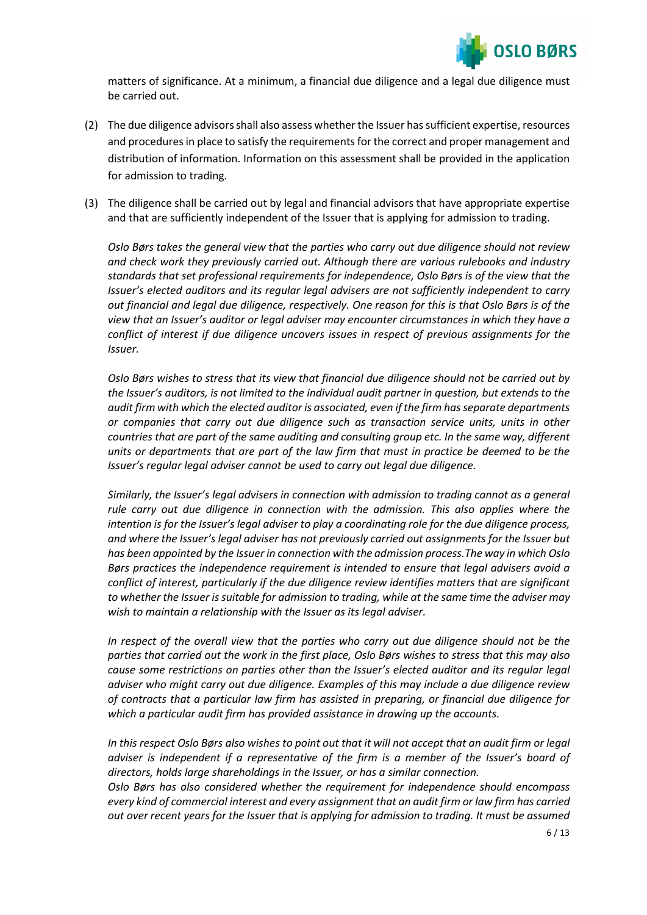matters of significance. At a minimum, a financial due diligence and a legal due diligence must be carried out.

(2) The due diligence advisors shall also assess whether the Issuer has sufficient expertise, resources and procedures in place to satisfy the requirements for the correct and proper management and distribution of information. Information on this assessment shall be provided in the application for admission to trading.

(3) The diligence shall be carried out by legal and financial advisors that have appropriate expertise and that are sufficiently independent of the Issuer that is applying for admission to trading.

*Oslo Børs takes the general view that the parties who carry out due diligence should not review and check work they previously carried out. Although there are various rulebooks and industry standards that set professional requirements for independence, Oslo Børs is of the view that the Issuer's elected auditors and its regular legal advisers are not sufficiently independent to carry out financial and legal due diligence, respectively. One reason for this is that Oslo Børs is of the view that an Issuer's auditor or legal adviser may encounter circumstances in which they have a conflict of interest if due diligence uncovers issues in respect of previous assignments for the Issuer.*

*Oslo Børs wishes to stress that its view that financial due diligence should not be carried out by the Issuer's auditors, is not limited to the individual audit partner in question, but extends to the audit firm with which the elected auditor is associated, even if the firm has separate departments or companies that carry out due diligence such as transaction service units, units in other countries that are part of the same auditing and consulting group etc. In the same way, different units or departments that are part of the law firm that must in practice be deemed to be the Issuer's regular legal adviser cannot be used to carry out legal due diligence.*

*Similarly, the Issuer's legal advisers in connection with admission to trading cannot as a general rule carry out due diligence in connection with the admission. This also applies where the intention is for the Issuer's legal adviser to play a coordinating role for the due diligence process, and where the Issuer's legal adviser has not previously carried out assignments for the Issuer but has been appointed by the Issuer in connection with the admission process.The way in which Oslo Børs practices the independence requirement is intended to ensure that legal advisers avoid a conflict of interest, particularly if the due diligence review identifies matters that are significant to whether the Issuer is suitable for admission to trading, while at the same time the adviser may wish to maintain a relationship with the Issuer as its legal adviser.*

*In respect of the overall view that the parties who carry out due diligence should not be the parties that carried out the work in the first place, Oslo Børs wishes to stress that this may also cause some restrictions on parties other than the Issuer's elected auditor and its regular legal adviser who might carry out due diligence. Examples of this may include a due diligence review of contracts that a particular law firm has assisted in preparing, or financial due diligence for which a particular audit firm has provided assistance in drawing up the accounts.*

*In this respect Oslo Børs also wishes to point out that it will not accept that an audit firm or legal adviser is independent if a representative of the firm is a member of the Issuer's board of directors, holds large shareholdings in the Issuer, or has a similar connection.*

*Oslo Børs has also considered whether the requirement for independence should encompass every kind of commercial interest and every assignment that an audit firm or law firm has carried out over recent years for the Issuer that is applying for admission to trading. It must be assumed*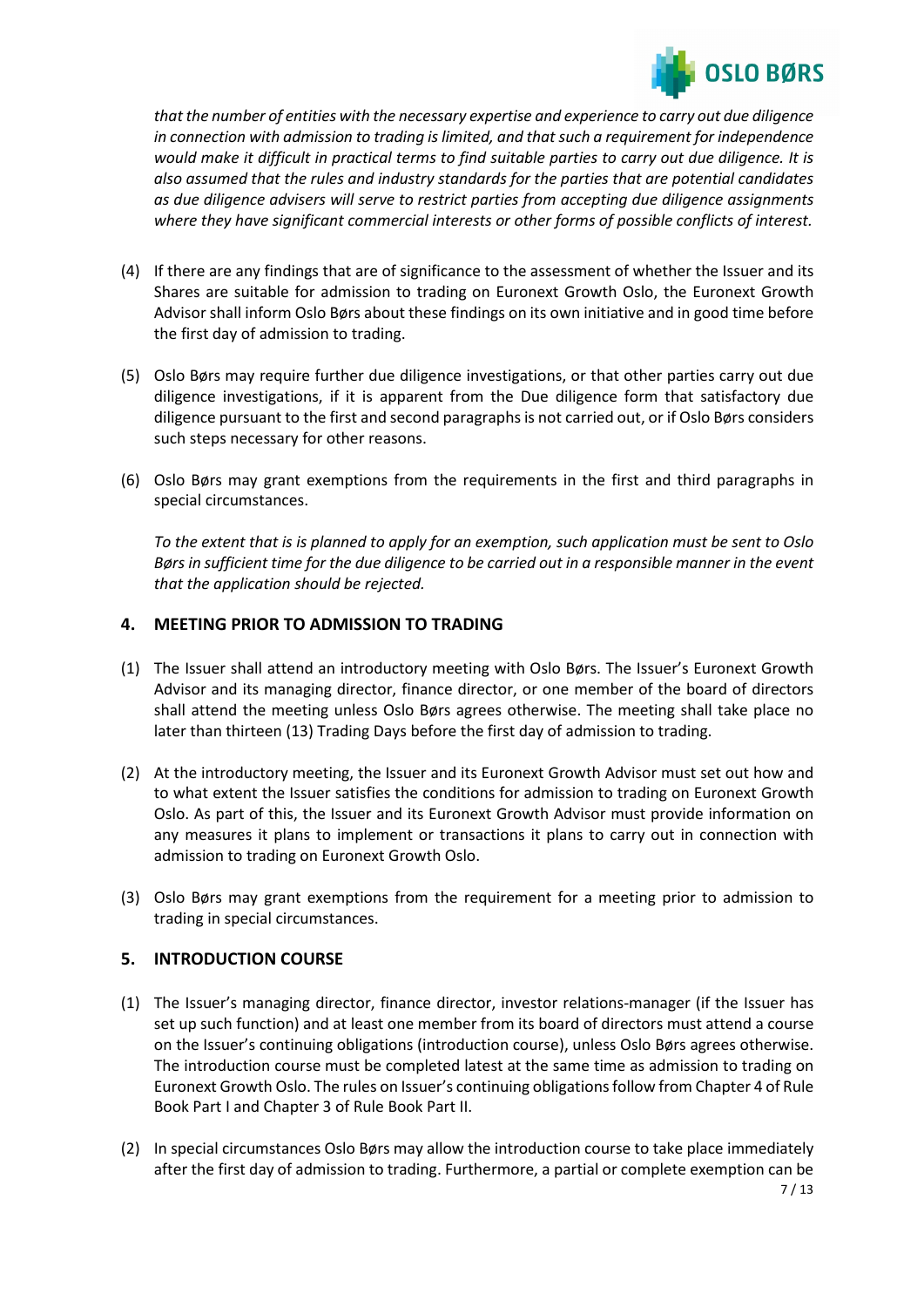*that the number of entities with the necessary expertise and experience to carry out due diligence in connection with admission to trading is limited, and that such a requirement for independence would make it difficult in practical terms to find suitable parties to carry out due diligence. It is also assumed that the rules and industry standards for the parties that are potential candidates as due diligence advisers will serve to restrict parties from accepting due diligence assignments where they have significant commercial interests or other forms of possible conflicts of interest.*

(4) If there are any findings that are of significance to the assessment of whether the Issuer and its Shares are suitable for admission to trading on Euronext Growth Oslo, the Euronext Growth Advisor shall inform Oslo Børs about these findings on its own initiative and in good time before the first day of admission to trading.

(5) Oslo Børs may require further due diligence investigations, or that other parties carry out due diligence investigations, if it is apparent from the Due diligence form that satisfactory due diligence pursuant to the first and second paragraphs is not carried out, or if Oslo Børs considers such steps necessary for other reasons.

(6) Oslo Børs may grant exemptions from the requirements in the first and third paragraphs in special circumstances.

*To the extent that is is planned to apply for an exemption, such application must be sent to Oslo Børs in sufficient time for the due diligence to be carried out in a responsible manner in the event that the application should be rejected.*

## 4. MEETING PRIOR TO ADMISSION TO TRADING

(1) The Issuer shall attend an introductory meeting with Oslo Børs. The Issuer's Euronext Growth Advisor and its managing director, finance director, or one member of the board of directors shall attend the meeting unless Oslo Børs agrees otherwise. The meeting shall take place no later than thirteen (13) Trading Days before the first day of admission to trading.

(2) At the introductory meeting, the Issuer and its Euronext Growth Advisor must set out how and to what extent the Issuer satisfies the conditions for admission to trading on Euronext Growth Oslo. As part of this, the Issuer and its Euronext Growth Advisor must provide information on any measures it plans to implement or transactions it plans to carry out in connection with admission to trading on Euronext Growth Oslo.

(3) Oslo Børs may grant exemptions from the requirement for a meeting prior to admission to trading in special circumstances.

## 5. INTRODUCTION COURSE

(1) The Issuer's managing director, finance director, investor relations-manager (if the Issuer has set up such function) and at least one member from its board of directors must attend a course on the Issuer's continuing obligations (introduction course), unless Oslo Børs agrees otherwise. The introduction course must be completed latest at the same time as admission to trading on Euronext Growth Oslo. The rules on Issuer's continuing obligations follow from Chapter 4 of Rule Book Part I and Chapter 3 of Rule Book Part II.

(2) In special circumstances Oslo Børs may allow the introduction course to take place immediately after the first day of admission to trading. Furthermore, a partial or complete exemption can be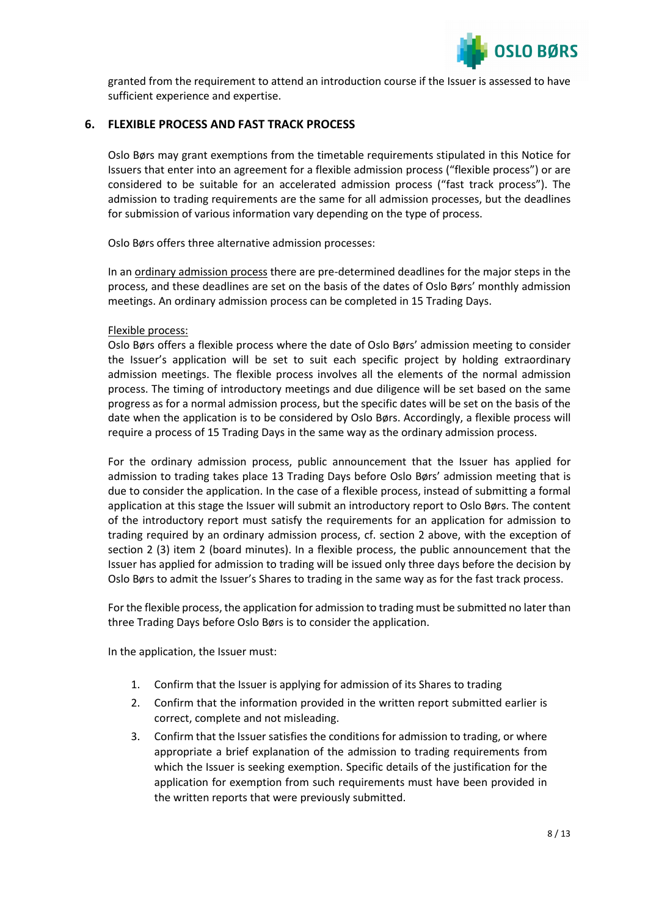granted from the requirement to attend an introduction course if the Issuer is assessed to have sufficient experience and expertise.

## 6. FLEXIBLE PROCESS AND FAST TRACK PROCESS

Oslo Børs may grant exemptions from the timetable requirements stipulated in this Notice for Issuers that enter into an agreement for a flexible admission process ("flexible process") or are considered to be suitable for an accelerated admission process ("fast track process"). The admission to trading requirements are the same for all admission processes, but the deadlines for submission of various information vary depending on the type of process.

Oslo Børs offers three alternative admission processes:

In an ordinary admission process there are pre-determined deadlines for the major steps in the process, and these deadlines are set on the basis of the dates of Oslo Børs' monthly admission meetings. An ordinary admission process can be completed in 15 Trading Days.

Flexible process:
Oslo Børs offers a flexible process where the date of Oslo Børs' admission meeting to consider the Issuer's application will be set to suit each specific project by holding extraordinary admission meetings. The flexible process involves all the elements of the normal admission process. The timing of introductory meetings and due diligence will be set based on the same progress as for a normal admission process, but the specific dates will be set on the basis of the date when the application is to be considered by Oslo Børs. Accordingly, a flexible process will require a process of 15 Trading Days in the same way as the ordinary admission process.

For the ordinary admission process, public announcement that the Issuer has applied for admission to trading takes place 13 Trading Days before Oslo Børs' admission meeting that is due to consider the application. In the case of a flexible process, instead of submitting a formal application at this stage the Issuer will submit an introductory report to Oslo Børs. The content of the introductory report must satisfy the requirements for an application for admission to trading required by an ordinary admission process, cf. section 2 above, with the exception of section 2 (3) item 2 (board minutes). In a flexible process, the public announcement that the Issuer has applied for admission to trading will be issued only three days before the decision by Oslo Børs to admit the Issuer's Shares to trading in the same way as for the fast track process.

For the flexible process, the application for admission to trading must be submitted no later than three Trading Days before Oslo Børs is to consider the application.

In the application, the Issuer must:

1. Confirm that the Issuer is applying for admission of its Shares to trading
2. Confirm that the information provided in the written report submitted earlier is correct, complete and not misleading.
3. Confirm that the Issuer satisfies the conditions for admission to trading, or where appropriate a brief explanation of the admission to trading requirements from which the Issuer is seeking exemption. Specific details of the justification for the application for exemption from such requirements must have been provided in the written reports that were previously submitted.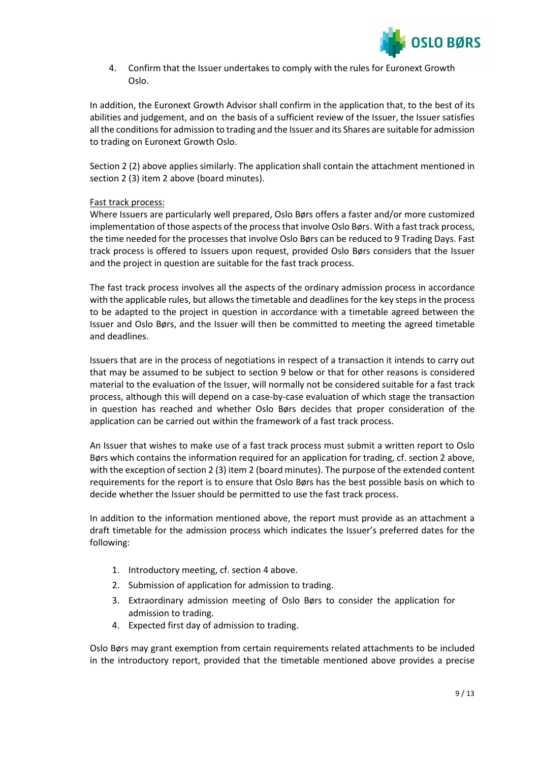4. Confirm that the Issuer undertakes to comply with the rules for Euronext Growth Oslo.

In addition, the Euronext Growth Advisor shall confirm in the application that, to the best of its abilities and judgement, and on the basis of a sufficient review of the Issuer, the Issuer satisfies all the conditions for admission to trading and the Issuer and its Shares are suitable for admission to trading on Euronext Growth Oslo.

Section 2 (2) above applies similarly. The application shall contain the attachment mentioned in section 2 (3) item 2 above (board minutes).

<u>Fast track process:</u>
Where Issuers are particularly well prepared, Oslo Børs offers a faster and/or more customized implementation of those aspects of the process that involve Oslo Børs. With a fast track process, the time needed for the processes that involve Oslo Børs can be reduced to 9 Trading Days. Fast track process is offered to Issuers upon request, provided Oslo Børs considers that the Issuer and the project in question are suitable for the fast track process.

The fast track process involves all the aspects of the ordinary admission process in accordance with the applicable rules, but allows the timetable and deadlines for the key steps in the process to be adapted to the project in question in accordance with a timetable agreed between the Issuer and Oslo Børs, and the Issuer will then be committed to meeting the agreed timetable and deadlines.

Issuers that are in the process of negotiations in respect of a transaction it intends to carry out that may be assumed to be subject to section 9 below or that for other reasons is considered material to the evaluation of the Issuer, will normally not be considered suitable for a fast track process, although this will depend on a case-by-case evaluation of which stage the transaction in question has reached and whether Oslo Børs decides that proper consideration of the application can be carried out within the framework of a fast track process.

An Issuer that wishes to make use of a fast track process must submit a written report to Oslo Børs which contains the information required for an application for trading, cf. section 2 above, with the exception of section 2 (3) item 2 (board minutes). The purpose of the extended content requirements for the report is to ensure that Oslo Børs has the best possible basis on which to decide whether the Issuer should be permitted to use the fast track process.

In addition to the information mentioned above, the report must provide as an attachment a draft timetable for the admission process which indicates the Issuer's preferred dates for the following:

1. Introductory meeting, cf. section 4 above.
2. Submission of application for admission to trading.
3. Extraordinary admission meeting of Oslo Børs to consider the application for admission to trading.
4. Expected first day of admission to trading.

Oslo Børs may grant exemption from certain requirements related attachments to be included in the introductory report, provided that the timetable mentioned above provides a precise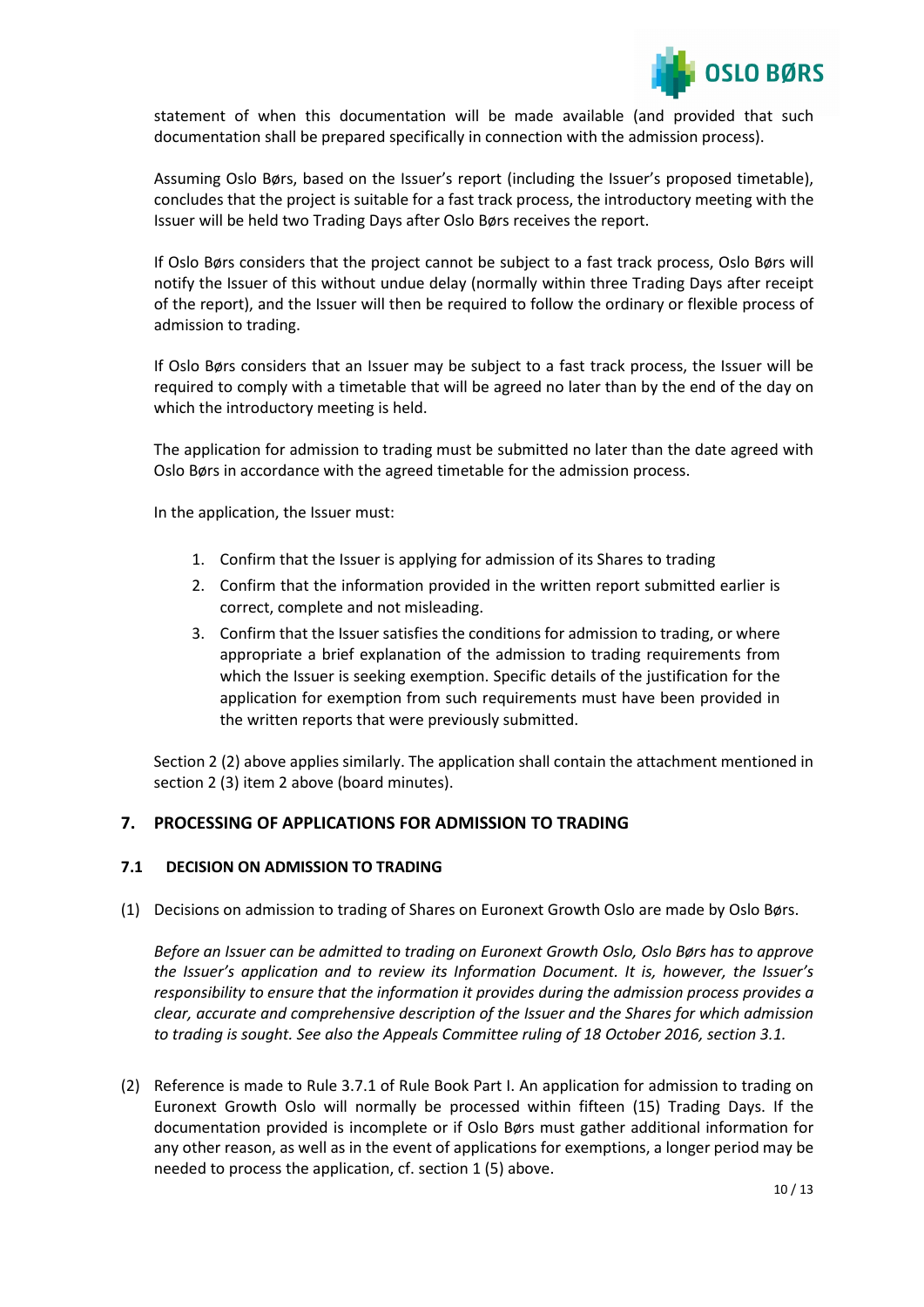statement of when this documentation will be made available (and provided that such documentation shall be prepared specifically in connection with the admission process).

Assuming Oslo Børs, based on the Issuer's report (including the Issuer's proposed timetable), concludes that the project is suitable for a fast track process, the introductory meeting with the Issuer will be held two Trading Days after Oslo Børs receives the report.

If Oslo Børs considers that the project cannot be subject to a fast track process, Oslo Børs will notify the Issuer of this without undue delay (normally within three Trading Days after receipt of the report), and the Issuer will then be required to follow the ordinary or flexible process of admission to trading.

If Oslo Børs considers that an Issuer may be subject to a fast track process, the Issuer will be required to comply with a timetable that will be agreed no later than by the end of the day on which the introductory meeting is held.

The application for admission to trading must be submitted no later than the date agreed with Oslo Børs in accordance with the agreed timetable for the admission process.

In the application, the Issuer must:

1. Confirm that the Issuer is applying for admission of its Shares to trading
2. Confirm that the information provided in the written report submitted earlier is correct, complete and not misleading.
3. Confirm that the Issuer satisfies the conditions for admission to trading, or where appropriate a brief explanation of the admission to trading requirements from which the Issuer is seeking exemption. Specific details of the justification for the application for exemption from such requirements must have been provided in the written reports that were previously submitted.

Section 2 (2) above applies similarly. The application shall contain the attachment mentioned in section 2 (3) item 2 above (board minutes).

## 7. PROCESSING OF APPLICATIONS FOR ADMISSION TO TRADING

### 7.1 DECISION ON ADMISSION TO TRADING

(1) Decisions on admission to trading of Shares on Euronext Growth Oslo are made by Oslo Børs.

*Before an Issuer can be admitted to trading on Euronext Growth Oslo, Oslo Børs has to approve the Issuer's application and to review its Information Document. It is, however, the Issuer's responsibility to ensure that the information it provides during the admission process provides a clear, accurate and comprehensive description of the Issuer and the Shares for which admission to trading is sought. See also the Appeals Committee ruling of 18 October 2016, section 3.1.*

(2) Reference is made to Rule 3.7.1 of Rule Book Part I. An application for admission to trading on Euronext Growth Oslo will normally be processed within fifteen (15) Trading Days. If the documentation provided is incomplete or if Oslo Børs must gather additional information for any other reason, as well as in the event of applications for exemptions, a longer period may be needed to process the application, cf. section 1 (5) above.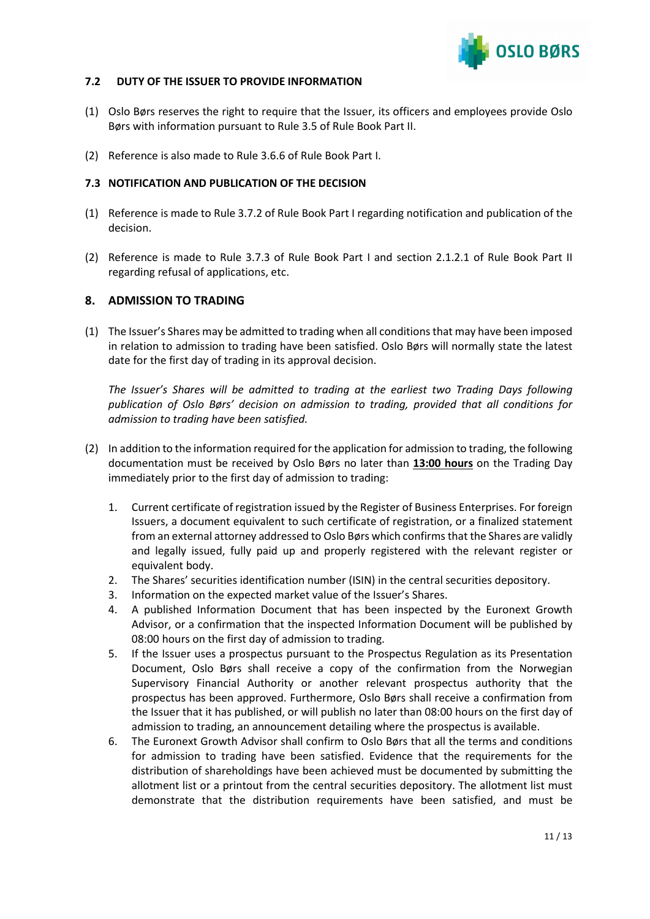### 7.2 DUTY OF THE ISSUER TO PROVIDE INFORMATION

(1) Oslo Børs reserves the right to require that the Issuer, its officers and employees provide Oslo Børs with information pursuant to Rule 3.5 of Rule Book Part II.

(2) Reference is also made to Rule 3.6.6 of Rule Book Part I.

### 7.3 NOTIFICATION AND PUBLICATION OF THE DECISION

(1) Reference is made to Rule 3.7.2 of Rule Book Part I regarding notification and publication of the decision.

(2) Reference is made to Rule 3.7.3 of Rule Book Part I and section 2.1.2.1 of Rule Book Part II regarding refusal of applications, etc.

## 8. ADMISSION TO TRADING

(1) The Issuer's Shares may be admitted to trading when all conditions that may have been imposed in relation to admission to trading have been satisfied. Oslo Børs will normally state the latest date for the first day of trading in its approval decision.

*The Issuer's Shares will be admitted to trading at the earliest two Trading Days following publication of Oslo Børs' decision on admission to trading, provided that all conditions for admission to trading have been satisfied.*

(2) In addition to the information required for the application for admission to trading, the following documentation must be received by Oslo Børs no later than **13:00 hours** on the Trading Day immediately prior to the first day of admission to trading:

1. Current certificate of registration issued by the Register of Business Enterprises. For foreign Issuers, a document equivalent to such certificate of registration, or a finalized statement from an external attorney addressed to Oslo Børs which confirms that the Shares are validly and legally issued, fully paid up and properly registered with the relevant register or equivalent body.
2. The Shares' securities identification number (ISIN) in the central securities depository.
3. Information on the expected market value of the Issuer's Shares.
4. A published Information Document that has been inspected by the Euronext Growth Advisor, or a confirmation that the inspected Information Document will be published by 08:00 hours on the first day of admission to trading.
5. If the Issuer uses a prospectus pursuant to the Prospectus Regulation as its Presentation Document, Oslo Børs shall receive a copy of the confirmation from the Norwegian Supervisory Financial Authority or another relevant prospectus authority that the prospectus has been approved. Furthermore, Oslo Børs shall receive a confirmation from the Issuer that it has published, or will publish no later than 08:00 hours on the first day of admission to trading, an announcement detailing where the prospectus is available.
6. The Euronext Growth Advisor shall confirm to Oslo Børs that all the terms and conditions for admission to trading have been satisfied. Evidence that the requirements for the distribution of shareholdings have been achieved must be documented by submitting the allotment list or a printout from the central securities depository. The allotment list must demonstrate that the distribution requirements have been satisfied, and must be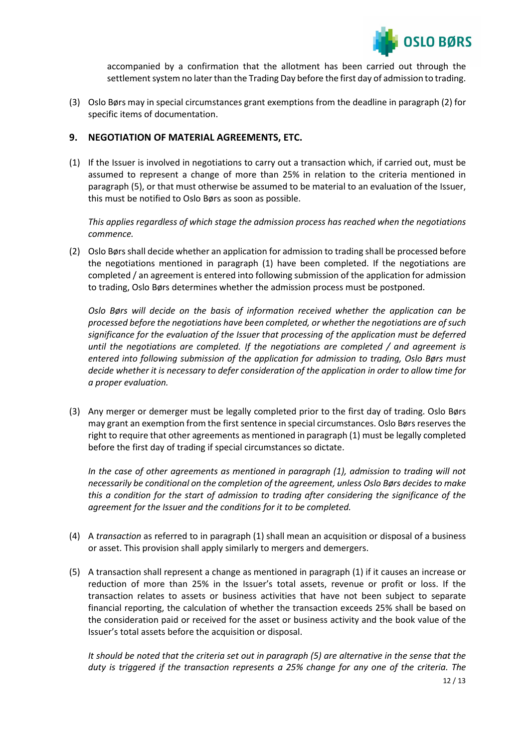accompanied by a confirmation that the allotment has been carried out through the settlement system no later than the Trading Day before the first day of admission to trading.

(3) Oslo Børs may in special circumstances grant exemptions from the deadline in paragraph (2) for specific items of documentation.

## 9. NEGOTIATION OF MATERIAL AGREEMENTS, ETC.

(1) If the Issuer is involved in negotiations to carry out a transaction which, if carried out, must be assumed to represent a change of more than 25% in relation to the criteria mentioned in paragraph (5), or that must otherwise be assumed to be material to an evaluation of the Issuer, this must be notified to Oslo Børs as soon as possible.

*This applies regardless of which stage the admission process has reached when the negotiations commence.*

(2) Oslo Børs shall decide whether an application for admission to trading shall be processed before the negotiations mentioned in paragraph (1) have been completed. If the negotiations are completed / an agreement is entered into following submission of the application for admission to trading, Oslo Børs determines whether the admission process must be postponed.

*Oslo Børs will decide on the basis of information received whether the application can be processed before the negotiations have been completed, or whether the negotiations are of such significance for the evaluation of the Issuer that processing of the application must be deferred until the negotiations are completed. If the negotiations are completed / and agreement is entered into following submission of the application for admission to trading, Oslo Børs must decide whether it is necessary to defer consideration of the application in order to allow time for a proper evaluation.*

(3) Any merger or demerger must be legally completed prior to the first day of trading. Oslo Børs may grant an exemption from the first sentence in special circumstances. Oslo Børs reserves the right to require that other agreements as mentioned in paragraph (1) must be legally completed before the first day of trading if special circumstances so dictate.

*In the case of other agreements as mentioned in paragraph (1), admission to trading will not necessarily be conditional on the completion of the agreement, unless Oslo Børs decides to make this a condition for the start of admission to trading after considering the significance of the agreement for the Issuer and the conditions for it to be completed.*

(4) A *transaction* as referred to in paragraph (1) shall mean an acquisition or disposal of a business or asset. This provision shall apply similarly to mergers and demergers.

(5) A transaction shall represent a change as mentioned in paragraph (1) if it causes an increase or reduction of more than 25% in the Issuer's total assets, revenue or profit or loss. If the transaction relates to assets or business activities that have not been subject to separate financial reporting, the calculation of whether the transaction exceeds 25% shall be based on the consideration paid or received for the asset or business activity and the book value of the Issuer's total assets before the acquisition or disposal.

*It should be noted that the criteria set out in paragraph (5) are alternative in the sense that the duty is triggered if the transaction represents a 25% change for any one of the criteria. The*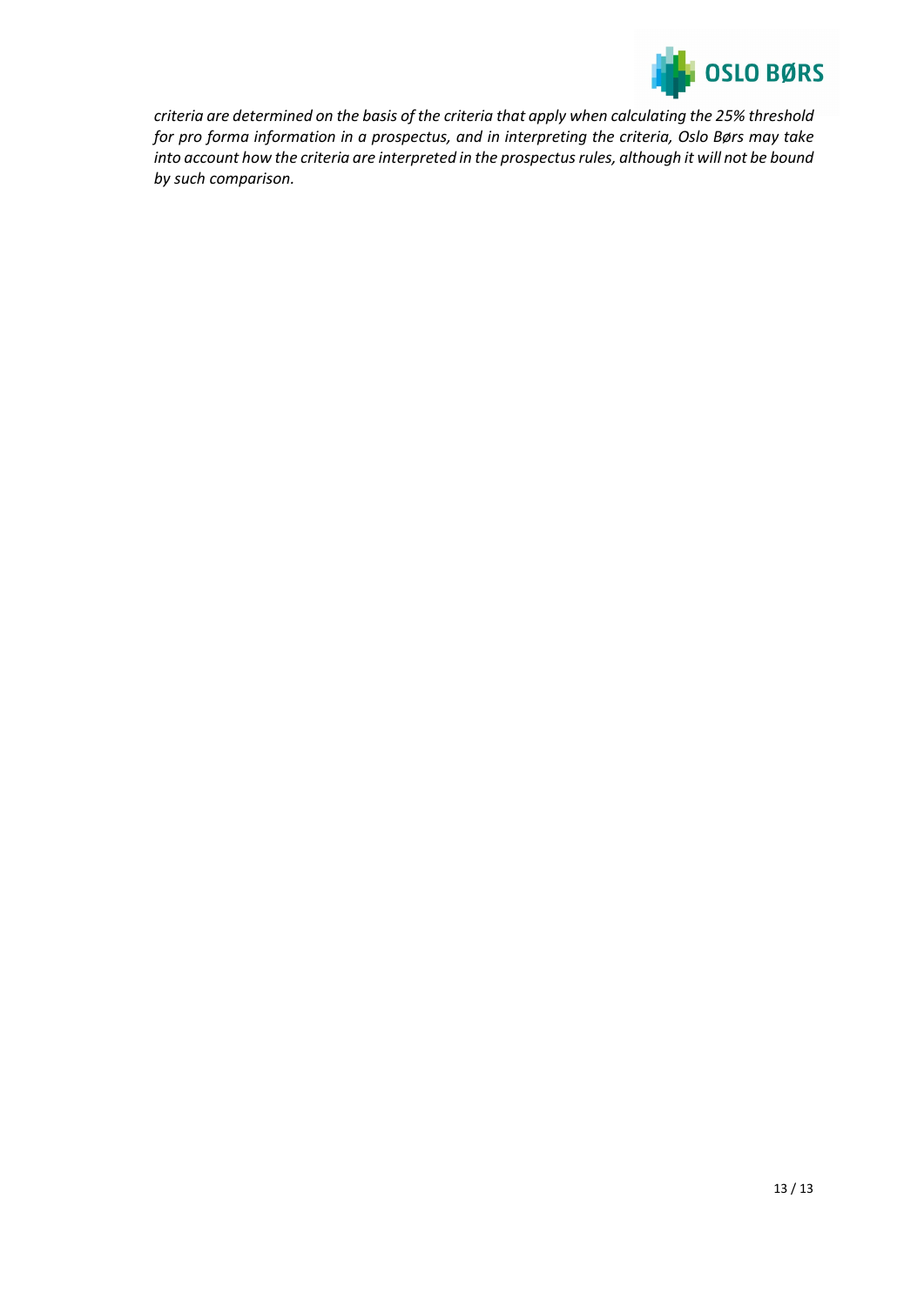*criteria are determined on the basis of the criteria that apply when calculating the 25% threshold for pro forma information in a prospectus, and in interpreting the criteria, Oslo Børs may take into account how the criteria are interpreted in the prospectus rules, although it will not be bound by such comparison.*